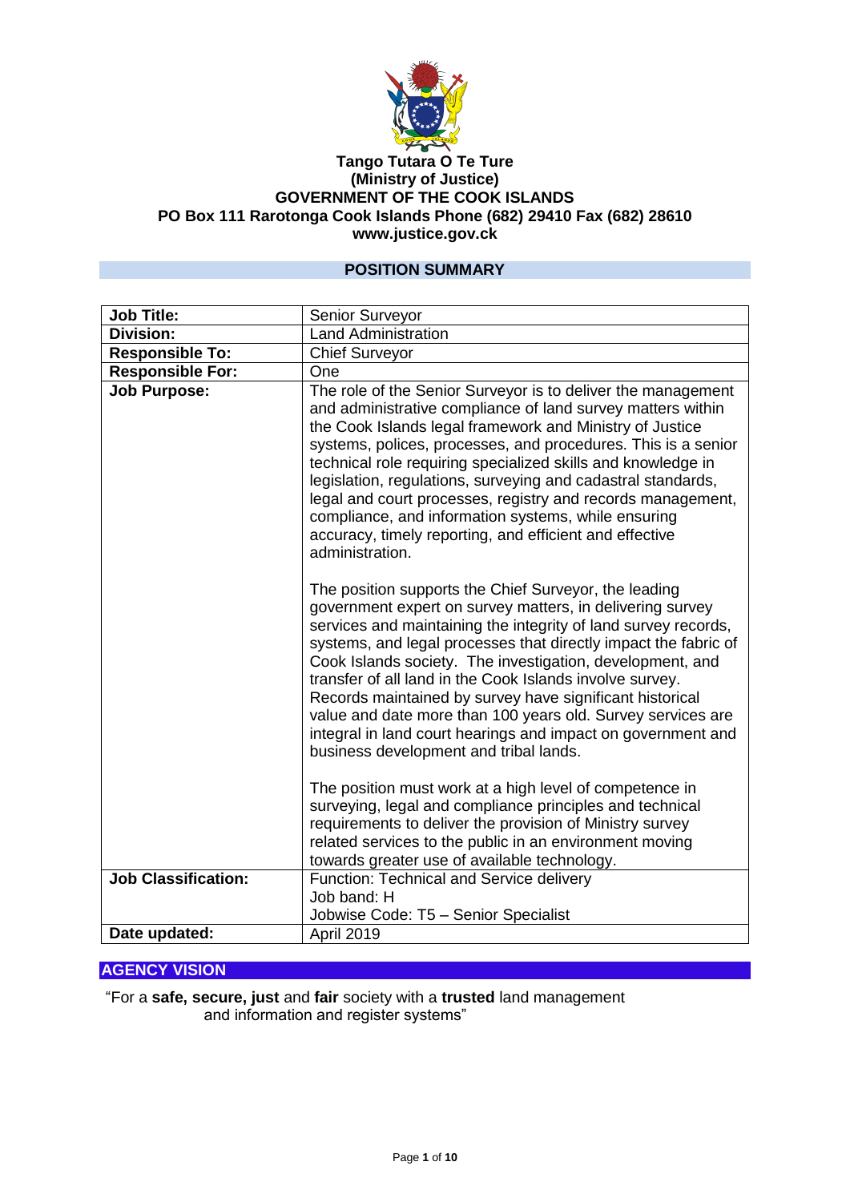**Tango Tutara O Te Ture**
**(Ministry of Justice)**
**GOVERNMENT OF THE COOK ISLANDS**
**PO Box 111 Rarotonga Cook Islands Phone (682) 29410 Fax (682) 28610**
**www.justice.gov.ck**

## POSITION SUMMARY

| **Job Title:** | Senior Surveyor |
|---|---|
| **Division:** | Land Administration |
| **Responsible To:** | Chief Surveyor |
| **Responsible For:** | One |
| **Job Purpose:** | The role of the Senior Surveyor is to deliver the management and administrative compliance of land survey matters within the Cook Islands legal framework and Ministry of Justice systems, polices, processes, and procedures. This is a senior technical role requiring specialized skills and knowledge in legislation, regulations, surveying and cadastral standards, legal and court processes, registry and records management, compliance, and information systems, while ensuring accuracy, timely reporting, and efficient and effective administration.<br><br>The position supports the Chief Surveyor, the leading government expert on survey matters, in delivering survey services and maintaining the integrity of land survey records, systems, and legal processes that directly impact the fabric of Cook Islands society. The investigation, development, and transfer of all land in the Cook Islands involve survey. Records maintained by survey have significant historical value and date more than 100 years old. Survey services are integral in land court hearings and impact on government and business development and tribal lands.<br><br>The position must work at a high level of competence in surveying, legal and compliance principles and technical requirements to deliver the provision of Ministry survey related services to the public in an environment moving towards greater use of available technology. |
| **Job Classification:** | Function: Technical and Service delivery<br>Job band: H<br>Jobwise Code: T5 – Senior Specialist |
| **Date updated:** | April 2019 |

## AGENCY VISION

"For a **safe, secure, just** and **fair** society with a **trusted** land management and information and register systems"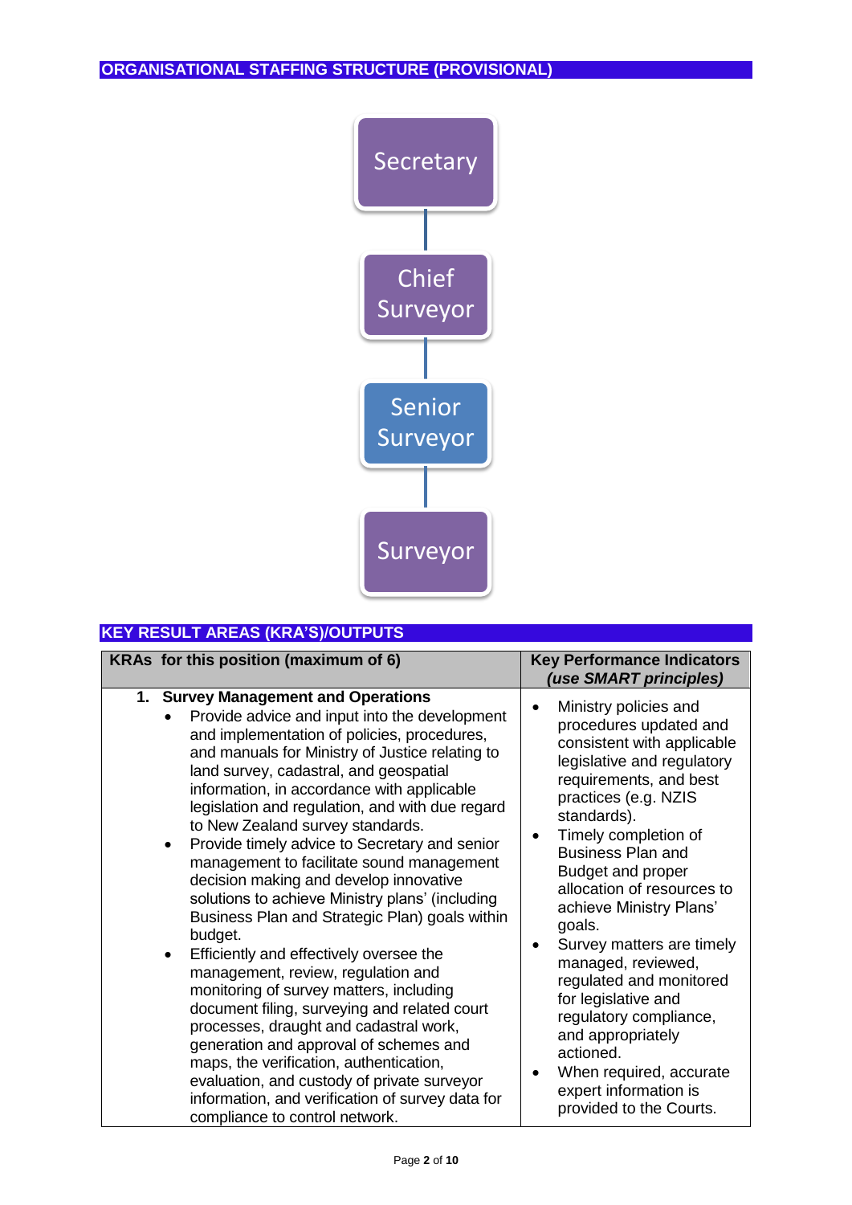## ORGANISATIONAL STAFFING STRUCTURE (PROVISIONAL)

Secretary

Chief Surveyor

Senior Surveyor

Surveyor

## KEY RESULT AREAS (KRA'S)/OUTPUTS

| KRAs for this position (maximum of 6) | Key Performance Indicators *(use SMART principles)* |
|---|---|
| **1. Survey Management and Operations**<br>• Provide advice and input into the development and implementation of policies, procedures, and manuals for Ministry of Justice relating to land survey, cadastral, and geospatial information, in accordance with applicable legislation and regulation, and with due regard to New Zealand survey standards.<br>• Provide timely advice to Secretary and senior management to facilitate sound management decision making and develop innovative solutions to achieve Ministry plans' (including Business Plan and Strategic Plan) goals within budget.<br>• Efficiently and effectively oversee the management, review, regulation and monitoring of survey matters, including document filing, surveying and related court processes, draught and cadastral work, generation and approval of schemes and maps, the verification, authentication, evaluation, and custody of private surveyor information, and verification of survey data for compliance to control network. | • Ministry policies and procedures updated and consistent with applicable legislative and regulatory requirements, and best practices (e.g. NZIS standards).<br>• Timely completion of Business Plan and Budget and proper allocation of resources to achieve Ministry Plans' goals.<br>• Survey matters are timely managed, reviewed, regulated and monitored for legislative and regulatory compliance, and appropriately actioned.<br>• When required, accurate expert information is provided to the Courts. |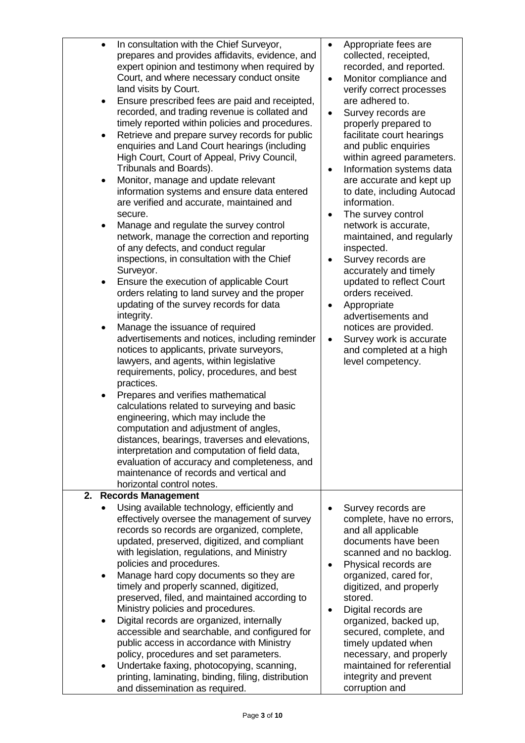| | |
|---|---|
| • In consultation with the Chief Surveyor, prepares and provides affidavits, evidence, and expert opinion and testimony when required by Court, and where necessary conduct onsite land visits by Court.<br>• Ensure prescribed fees are paid and receipted, recorded, and trading revenue is collated and timely reported within policies and procedures.<br>• Retrieve and prepare survey records for public enquiries and Land Court hearings (including High Court, Court of Appeal, Privy Council, Tribunals and Boards).<br>• Monitor, manage and update relevant information systems and ensure data entered are verified and accurate, maintained and secure.<br>• Manage and regulate the survey control network, manage the correction and reporting of any defects, and conduct regular inspections, in consultation with the Chief Surveyor.<br>• Ensure the execution of applicable Court orders relating to land survey and the proper updating of the survey records for data integrity.<br>• Manage the issuance of required advertisements and notices, including reminder notices to applicants, private surveyors, lawyers, and agents, within legislative requirements, policy, procedures, and best practices.<br>• Prepares and verifies mathematical calculations related to surveying and basic engineering, which may include the computation and adjustment of angles, distances, bearings, traverses and elevations, interpretation and computation of field data, evaluation of accuracy and completeness, and maintenance of records and vertical and horizontal control notes. | • Appropriate fees are collected, receipted, recorded, and reported.<br>• Monitor compliance and verify correct processes are adhered to.<br>• Survey records are properly prepared to facilitate court hearings and public enquiries within agreed parameters.<br>• Information systems data are accurate and kept up to date, including Autocad information.<br>• The survey control network is accurate, maintained, and regularly inspected.<br>• Survey records are accurately and timely updated to reflect Court orders received.<br>• Appropriate advertisements and notices are provided.<br>• Survey work is accurate and completed at a high level competency. |
| **2. Records Management** | |
| • Using available technology, efficiently and effectively oversee the management of survey records so records are organized, complete, updated, preserved, digitized, and compliant with legislation, regulations, and Ministry policies and procedures.<br>• Manage hard copy documents so they are timely and properly scanned, digitized, preserved, filed, and maintained according to Ministry policies and procedures.<br>• Digital records are organized, internally accessible and searchable, and configured for public access in accordance with Ministry policy, procedures and set parameters.<br>• Undertake faxing, photocopying, scanning, printing, laminating, binding, filing, distribution and dissemination as required. | • Survey records are complete, have no errors, and all applicable documents have been scanned and no backlog.<br>• Physical records are organized, cared for, digitized, and properly stored.<br>• Digital records are organized, backed up, secured, complete, and timely updated when necessary, and properly maintained for referential integrity and prevent corruption and |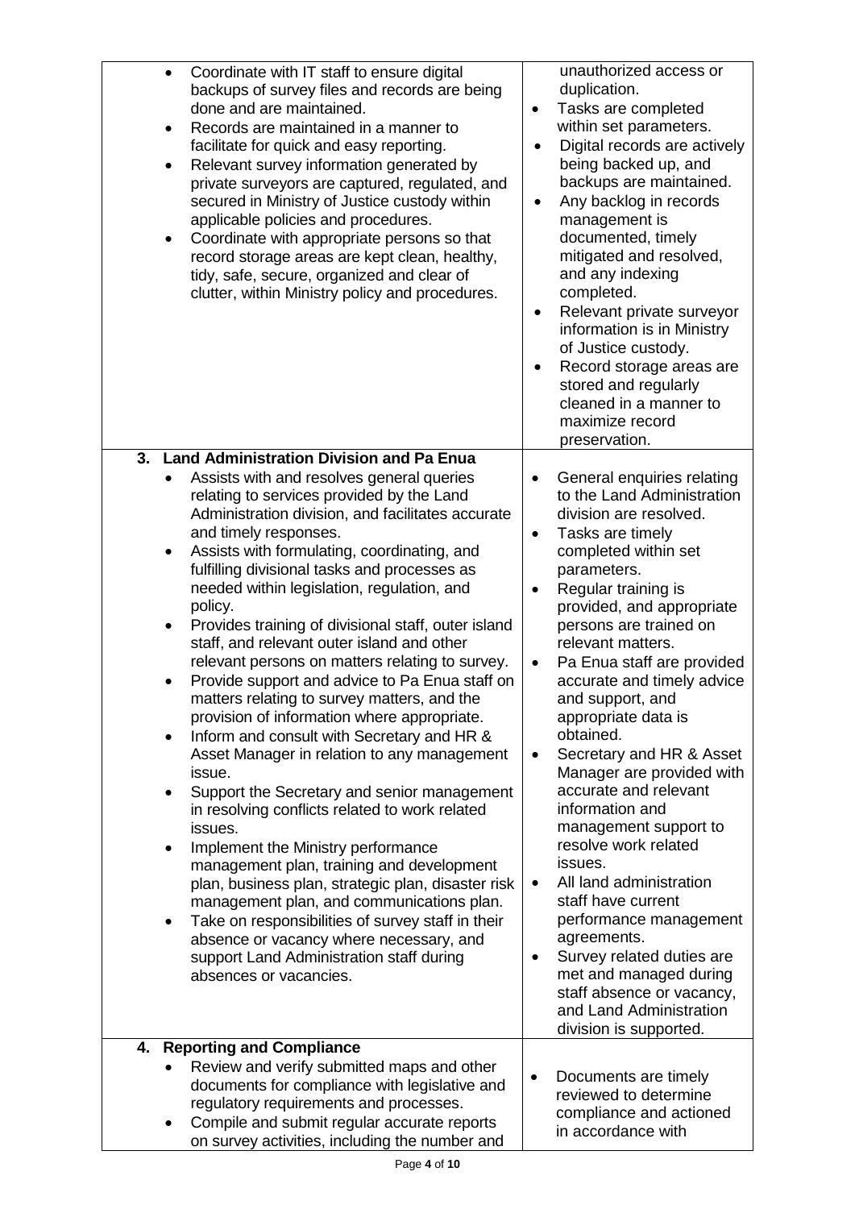| | |
|---|---|
| • Coordinate with IT staff to ensure digital backups of survey files and records are being done and are maintained.<br>• Records are maintained in a manner to facilitate for quick and easy reporting.<br>• Relevant survey information generated by private surveyors are captured, regulated, and secured in Ministry of Justice custody within applicable policies and procedures.<br>• Coordinate with appropriate persons so that record storage areas are kept clean, healthy, tidy, safe, secure, organized and clear of clutter, within Ministry policy and procedures. | unauthorized access or duplication.<br>• Tasks are completed within set parameters.<br>• Digital records are actively being backed up, and backups are maintained.<br>• Any backlog in records management is documented, timely mitigated and resolved, and any indexing completed.<br>• Relevant private surveyor information is in Ministry of Justice custody.<br>• Record storage areas are stored and regularly cleaned in a manner to maximize record preservation. |
| **3. Land Administration Division and Pa Enua**<br>• Assists with and resolves general queries relating to services provided by the Land Administration division, and facilitates accurate and timely responses.<br>• Assists with formulating, coordinating, and fulfilling divisional tasks and processes as needed within legislation, regulation, and policy.<br>• Provides training of divisional staff, outer island staff, and relevant outer island and other relevant persons on matters relating to survey.<br>• Provide support and advice to Pa Enua staff on matters relating to survey matters, and the provision of information where appropriate.<br>• Inform and consult with Secretary and HR & Asset Manager in relation to any management issue.<br>• Support the Secretary and senior management in resolving conflicts related to work related issues.<br>• Implement the Ministry performance management plan, training and development plan, business plan, strategic plan, disaster risk management plan, and communications plan.<br>• Take on responsibilities of survey staff in their absence or vacancy where necessary, and support Land Administration staff during absences or vacancies. | • General enquiries relating to the Land Administration division are resolved.<br>• Tasks are timely completed within set parameters.<br>• Regular training is provided, and appropriate persons are trained on relevant matters.<br>• Pa Enua staff are provided accurate and timely advice and support, and appropriate data is obtained.<br>• Secretary and HR & Asset Manager are provided with accurate and relevant information and management support to resolve work related issues.<br>• All land administration staff have current performance management agreements.<br>• Survey related duties are met and managed during staff absence or vacancy, and Land Administration division is supported. |
| **4. Reporting and Compliance**<br>• Review and verify submitted maps and other documents for compliance with legislative and regulatory requirements and processes.<br>• Compile and submit regular accurate reports on survey activities, including the number and | • Documents are timely reviewed to determine compliance and actioned in accordance with |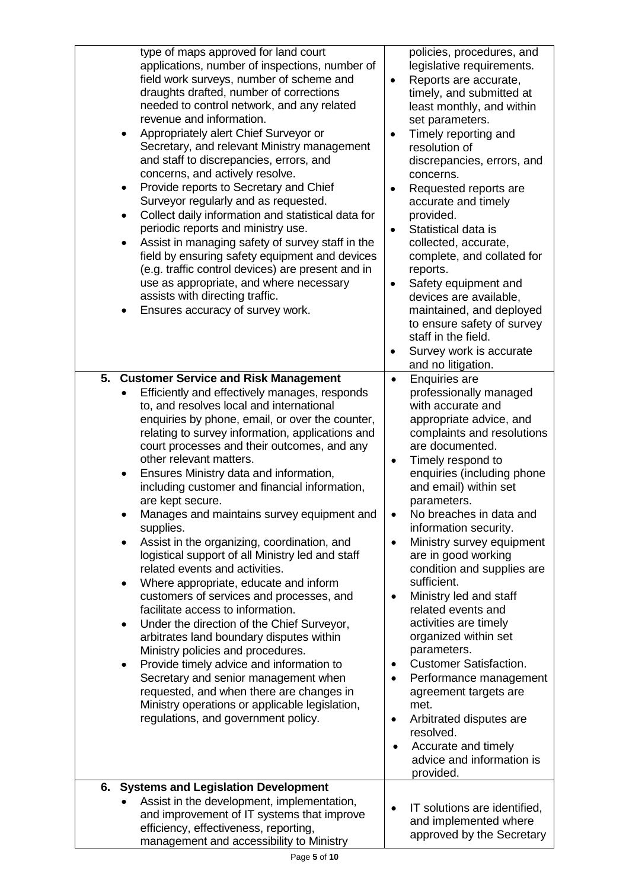| | |
|---|---|
| type of maps approved for land court applications, number of inspections, number of field work surveys, number of scheme and draughts drafted, number of corrections needed to control network, and any related revenue and information.<br>• Appropriately alert Chief Surveyor or Secretary, and relevant Ministry management and staff to discrepancies, errors, and concerns, and actively resolve.<br>• Provide reports to Secretary and Chief Surveyor regularly and as requested.<br>• Collect daily information and statistical data for periodic reports and ministry use.<br>• Assist in managing safety of survey staff in the field by ensuring safety equipment and devices (e.g. traffic control devices) are present and in use as appropriate, and where necessary assists with directing traffic.<br>• Ensures accuracy of survey work. | policies, procedures, and legislative requirements.<br>• Reports are accurate, timely, and submitted at least monthly, and within set parameters.<br>• Timely reporting and resolution of discrepancies, errors, and concerns.<br>• Requested reports are accurate and timely provided.<br>• Statistical data is collected, accurate, complete, and collated for reports.<br>• Safety equipment and devices are available, maintained, and deployed to ensure safety of survey staff in the field.<br>• Survey work is accurate and no litigation. |
| **5. Customer Service and Risk Management**<br>• Efficiently and effectively manages, responds to, and resolves local and international enquiries by phone, email, or over the counter, relating to survey information, applications and court processes and their outcomes, and any other relevant matters.<br>• Ensures Ministry data and information, including customer and financial information, are kept secure.<br>• Manages and maintains survey equipment and supplies.<br>• Assist in the organizing, coordination, and logistical support of all Ministry led and staff related events and activities.<br>• Where appropriate, educate and inform customers of services and processes, and facilitate access to information.<br>• Under the direction of the Chief Surveyor, arbitrates land boundary disputes within Ministry policies and procedures.<br>• Provide timely advice and information to Secretary and senior management when requested, and when there are changes in Ministry operations or applicable legislation, regulations, and government policy. | • Enquiries are professionally managed with accurate and appropriate advice, and complaints and resolutions are documented.<br>• Timely respond to enquiries (including phone and email) within set parameters.<br>• No breaches in data and information security.<br>• Ministry survey equipment are in good working condition and supplies are sufficient.<br>• Ministry led and staff related events and activities are timely organized within set parameters.<br>• Customer Satisfaction.<br>• Performance management agreement targets are met.<br>• Arbitrated disputes are resolved.<br>• Accurate and timely advice and information is provided. |
| **6. Systems and Legislation Development**<br>• Assist in the development, implementation, and improvement of IT systems that improve efficiency, effectiveness, reporting, management and accessibility to Ministry | • IT solutions are identified, and implemented where approved by the Secretary |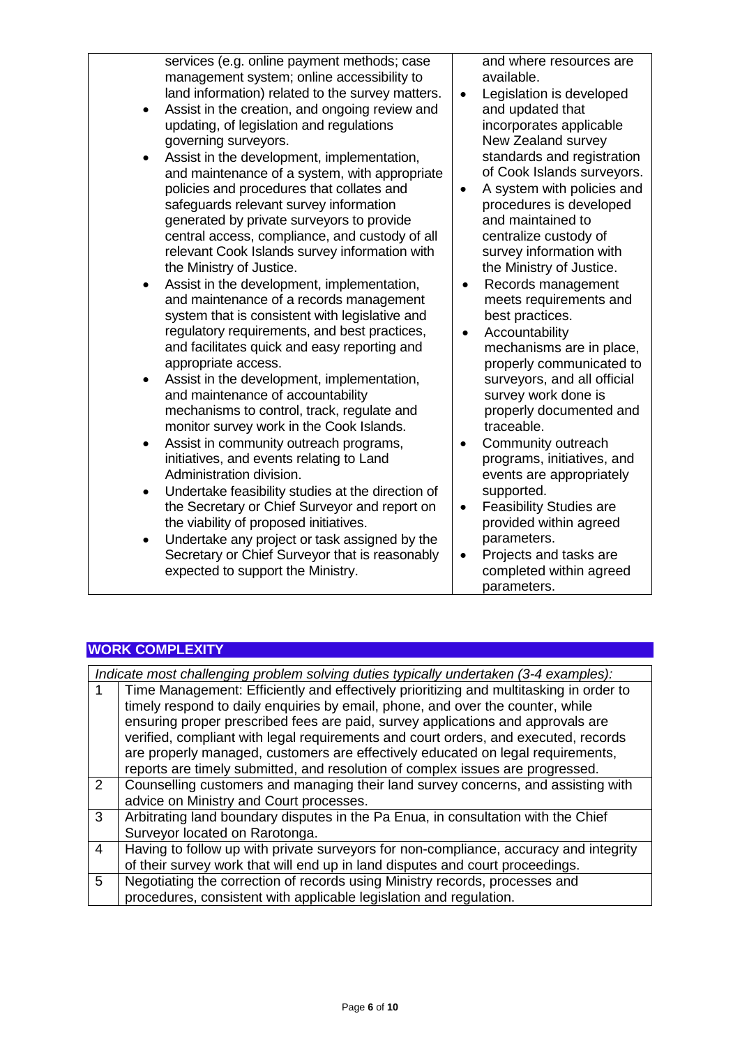| Key Tasks | Expected Outcomes |
|---|---|
| services (e.g. online payment methods; case management system; online accessibility to land information) related to the survey matters.<br>• Assist in the creation, and ongoing review and updating, of legislation and regulations governing surveyors.<br>• Assist in the development, implementation, and maintenance of a system, with appropriate policies and procedures that collates and safeguards relevant survey information generated by private surveyors to provide central access, compliance, and custody of all relevant Cook Islands survey information with the Ministry of Justice.<br>• Assist in the development, implementation, and maintenance of a records management system that is consistent with legislative and regulatory requirements, and best practices, and facilitates quick and easy reporting and appropriate access.<br>• Assist in the development, implementation, and maintenance of accountability mechanisms to control, track, regulate and monitor survey work in the Cook Islands.<br>• Assist in community outreach programs, initiatives, and events relating to Land Administration division.<br>• Undertake feasibility studies at the direction of the Secretary or Chief Surveyor and report on the viability of proposed initiatives.<br>• Undertake any project or task assigned by the Secretary or Chief Surveyor that is reasonably expected to support the Ministry. | and where resources are available.<br>• Legislation is developed and updated that incorporates applicable New Zealand survey standards and registration of Cook Islands surveyors.<br>• A system with policies and procedures is developed and maintained to centralize custody of survey information with the Ministry of Justice.<br>• Records management meets requirements and best practices.<br>• Accountability mechanisms are in place, properly communicated to surveyors, and all official survey work done is properly documented and traceable.<br>• Community outreach programs, initiatives, and events are appropriately supported.<br>• Feasibility Studies are provided within agreed parameters.<br>• Projects and tasks are completed within agreed parameters. |

## WORK COMPLEXITY

*Indicate most challenging problem solving duties typically undertaken (3-4 examples):*

| | |
|---|---|
| 1 | Time Management: Efficiently and effectively prioritizing and multitasking in order to timely respond to daily enquiries by email, phone, and over the counter, while ensuring proper prescribed fees are paid, survey applications and approvals are verified, compliant with legal requirements and court orders, and executed, records are properly managed, customers are effectively educated on legal requirements, reports are timely submitted, and resolution of complex issues are progressed. |
| 2 | Counselling customers and managing their land survey concerns, and assisting with advice on Ministry and Court processes. |
| 3 | Arbitrating land boundary disputes in the Pa Enua, in consultation with the Chief Surveyor located on Rarotonga. |
| 4 | Having to follow up with private surveyors for non-compliance, accuracy and integrity of their survey work that will end up in land disputes and court proceedings. |
| 5 | Negotiating the correction of records using Ministry records, processes and procedures, consistent with applicable legislation and regulation. |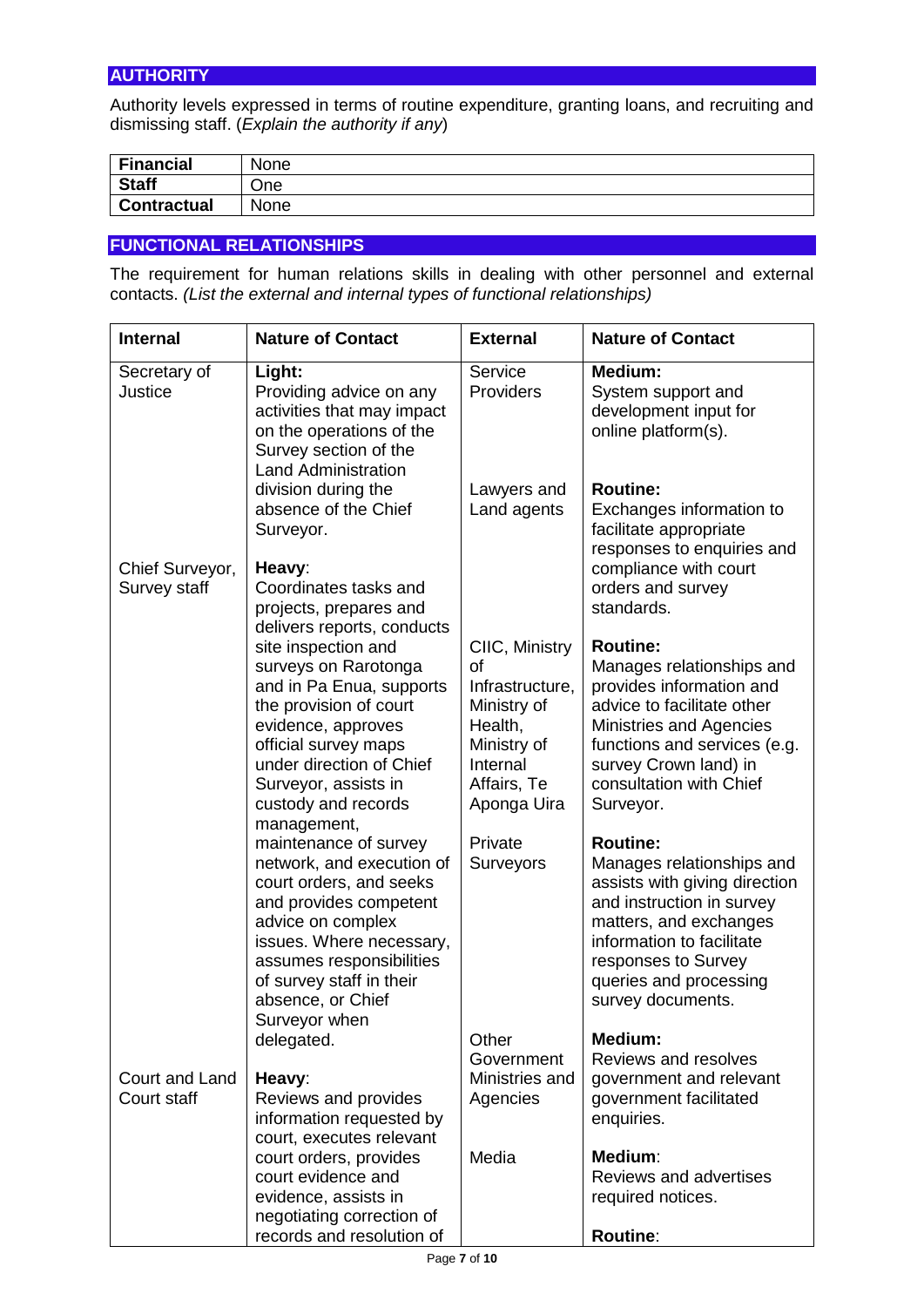## AUTHORITY

Authority levels expressed in terms of routine expenditure, granting loans, and recruiting and dismissing staff. (*Explain the authority if any*)

| | |
|---|---|
| **Financial** | None |
| **Staff** | One |
| **Contractual** | None |

## FUNCTIONAL RELATIONSHIPS

The requirement for human relations skills in dealing with other personnel and external contacts. *(List the external and internal types of functional relationships)*

| Internal | Nature of Contact | External | Nature of Contact |
|---|---|---|---|
| Secretary of Justice | **Light:** Providing advice on any activities that may impact on the operations of the Survey section of the Land Administration division during the absence of the Chief Surveyor. | Service Providers | **Medium:** System support and development input for online platform(s). |
| | | Lawyers and Land agents | **Routine:** Exchanges information to facilitate appropriate responses to enquiries and compliance with court orders and survey standards. |
| Chief Surveyor, Survey staff | **Heavy**: Coordinates tasks and projects, prepares and delivers reports, conducts site inspection and surveys on Rarotonga and in Pa Enua, supports the provision of court evidence, approves official survey maps under direction of Chief Surveyor, assists in custody and records management, maintenance of survey network, and execution of court orders, and seeks and provides competent advice on complex issues. Where necessary, assumes responsibilities of survey staff in their absence, or Chief Surveyor when delegated. | CIIC, Ministry of Infrastructure, Ministry of Health, Ministry of Internal Affairs, Te Aponga Uira | **Routine:** Manages relationships and provides information and advice to facilitate other Ministries and Agencies functions and services (e.g. survey Crown land) in consultation with Chief Surveyor. |
| | | Private Surveyors | **Routine:** Manages relationships and assists with giving direction and instruction in survey matters, and exchanges information to facilitate responses to Survey queries and processing survey documents. |
| Court and Land Court staff | **Heavy**: Reviews and provides information requested by court, executes relevant court orders, provides court evidence and evidence, assists in negotiating correction of records and resolution of | Other Government Ministries and Agencies | **Medium:** Reviews and resolves government and relevant government facilitated enquiries. |
| | | Media | **Medium**: Reviews and advertises required notices. |
| | | | **Routine**: |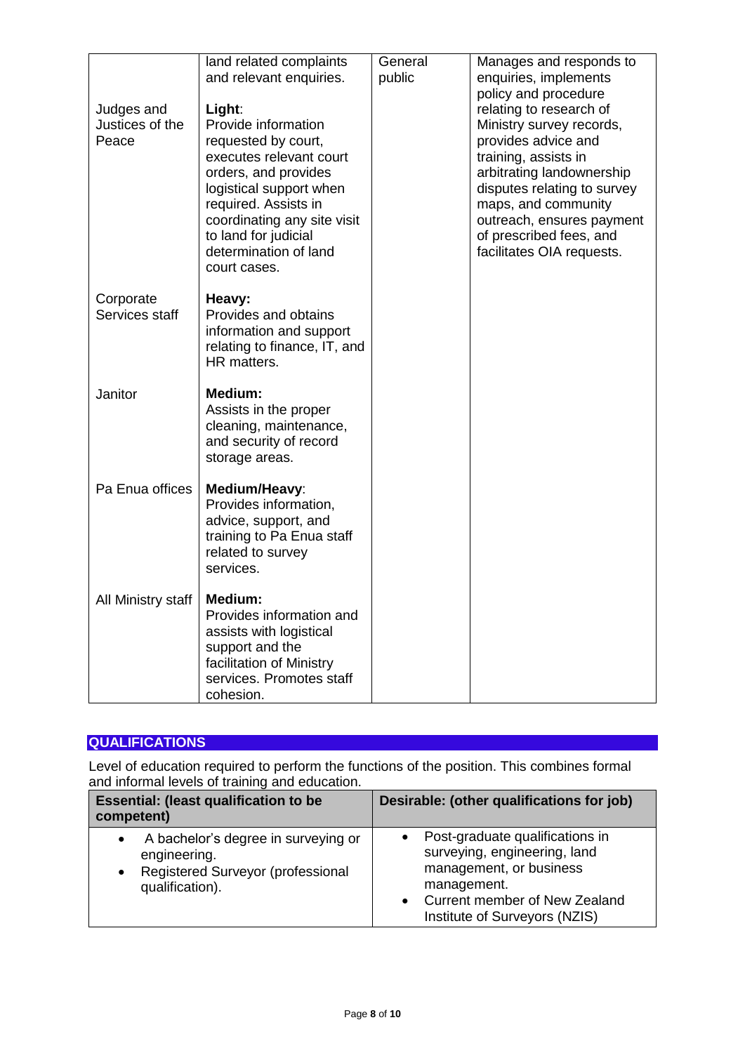| | | | |
|---|---|---|---|
| | land related complaints and relevant enquiries. | General public | Manages and responds to enquiries, implements policy and procedure relating to research of Ministry survey records, provides advice and training, assists in arbitrating landownership disputes relating to survey maps, and community outreach, ensures payment of prescribed fees, and facilitates OIA requests. |
| Judges and Justices of the Peace | **Light**: Provide information requested by court, executes relevant court orders, and provides logistical support when required. Assists in coordinating any site visit to land for judicial determination of land court cases. | | |
| Corporate Services staff | **Heavy:** Provides and obtains information and support relating to finance, IT, and HR matters. | | |
| Janitor | **Medium:** Assists in the proper cleaning, maintenance, and security of record storage areas. | | |
| Pa Enua offices | **Medium/Heavy**: Provides information, advice, support, and training to Pa Enua staff related to survey services. | | |
| All Ministry staff | **Medium:** Provides information and assists with logistical support and the facilitation of Ministry services. Promotes staff cohesion. | | |

## QUALIFICATIONS

Level of education required to perform the functions of the position. This combines formal and informal levels of training and education.

| Essential: (least qualification to be competent) | Desirable: (other qualifications for job) |
|---|---|
| • A bachelor's degree in surveying or engineering.<br>• Registered Surveyor (professional qualification). | • Post-graduate qualifications in surveying, engineering, land management, or business management.<br>• Current member of New Zealand Institute of Surveyors (NZIS) |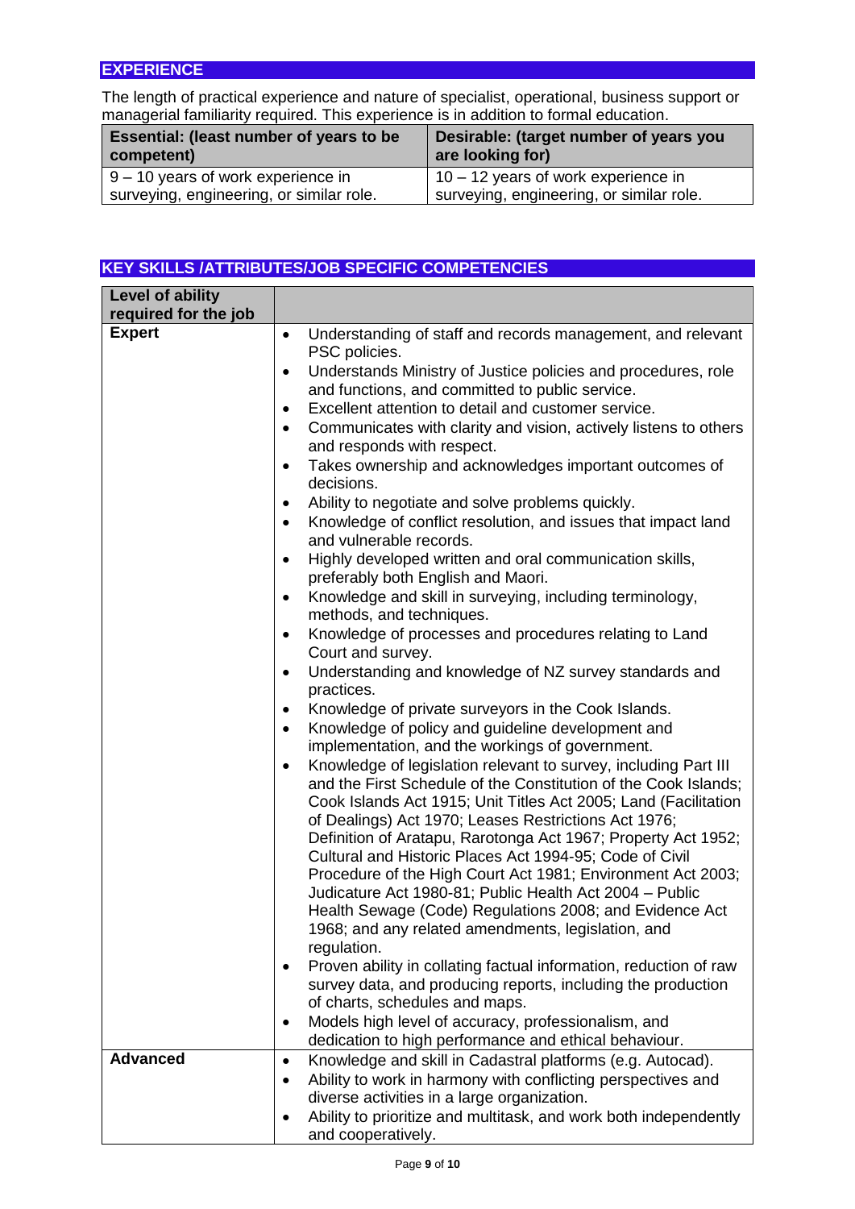## EXPERIENCE

The length of practical experience and nature of specialist, operational, business support or managerial familiarity required. This experience is in addition to formal education.

| Essential: (least number of years to be competent) | Desirable: (target number of years you are looking for) |
|---|---|
| 9 – 10 years of work experience in surveying, engineering, or similar role. | 10 – 12 years of work experience in surveying, engineering, or similar role. |

## KEY SKILLS /ATTRIBUTES/JOB SPECIFIC COMPETENCIES

| Level of ability required for the job | |
|---|---|
| **Expert** | • Understanding of staff and records management, and relevant PSC policies.<br>• Understands Ministry of Justice policies and procedures, role and functions, and committed to public service.<br>• Excellent attention to detail and customer service.<br>• Communicates with clarity and vision, actively listens to others and responds with respect.<br>• Takes ownership and acknowledges important outcomes of decisions.<br>• Ability to negotiate and solve problems quickly.<br>• Knowledge of conflict resolution, and issues that impact land and vulnerable records.<br>• Highly developed written and oral communication skills, preferably both English and Maori.<br>• Knowledge and skill in surveying, including terminology, methods, and techniques.<br>• Knowledge of processes and procedures relating to Land Court and survey.<br>• Understanding and knowledge of NZ survey standards and practices.<br>• Knowledge of private surveyors in the Cook Islands.<br>• Knowledge of policy and guideline development and implementation, and the workings of government.<br>• Knowledge of legislation relevant to survey, including Part III and the First Schedule of the Constitution of the Cook Islands; Cook Islands Act 1915; Unit Titles Act 2005; Land (Facilitation of Dealings) Act 1970; Leases Restrictions Act 1976; Definition of Aratapu, Rarotonga Act 1967; Property Act 1952; Cultural and Historic Places Act 1994-95; Code of Civil Procedure of the High Court Act 1981; Environment Act 2003; Judicature Act 1980-81; Public Health Act 2004 – Public Health Sewage (Code) Regulations 2008; and Evidence Act 1968; and any related amendments, legislation, and regulation.<br>• Proven ability in collating factual information, reduction of raw survey data, and producing reports, including the production of charts, schedules and maps.<br>• Models high level of accuracy, professionalism, and dedication to high performance and ethical behaviour. |
| **Advanced** | • Knowledge and skill in Cadastral platforms (e.g. Autocad).<br>• Ability to work in harmony with conflicting perspectives and diverse activities in a large organization.<br>• Ability to prioritize and multitask, and work both independently and cooperatively. |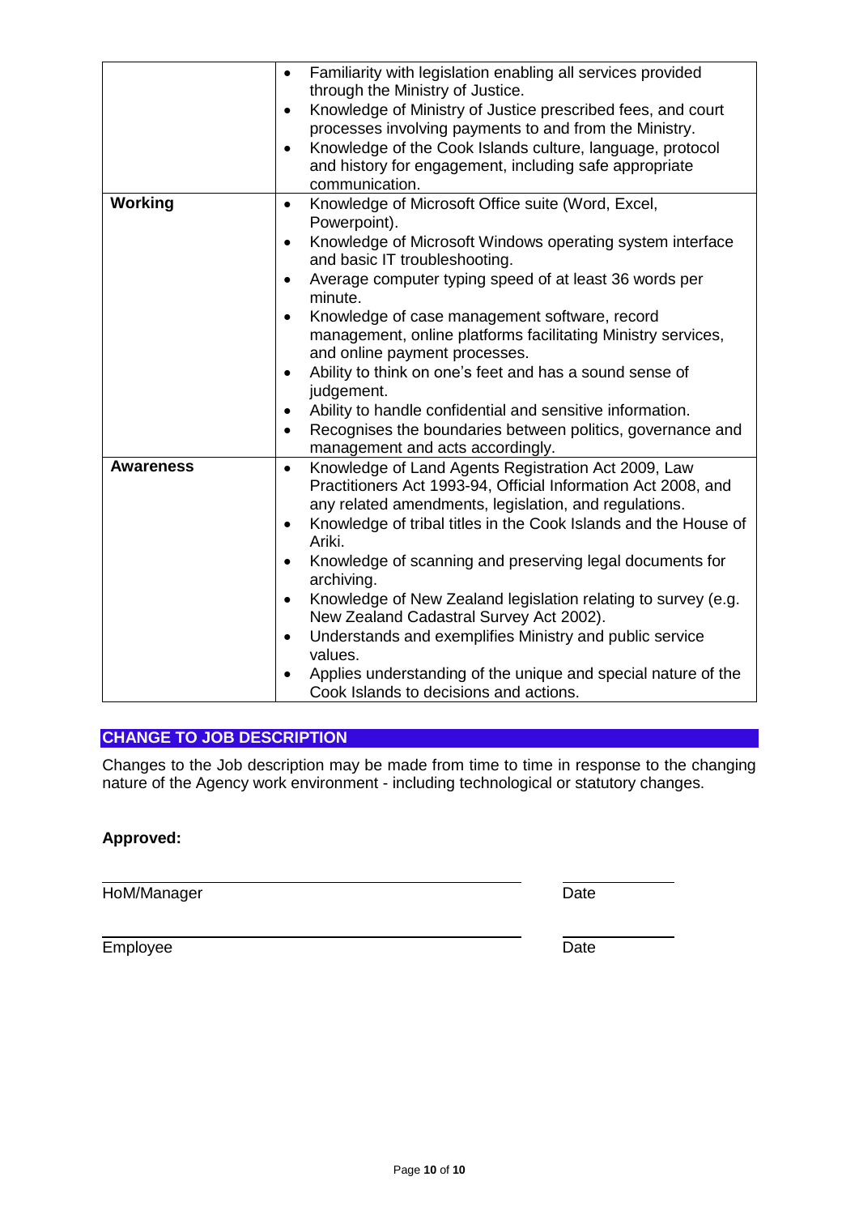| | |
|---|---|
| | • Familiarity with legislation enabling all services provided through the Ministry of Justice.<br>• Knowledge of Ministry of Justice prescribed fees, and court processes involving payments to and from the Ministry.<br>• Knowledge of the Cook Islands culture, language, protocol and history for engagement, including safe appropriate communication. |
| **Working** | • Knowledge of Microsoft Office suite (Word, Excel, Powerpoint).<br>• Knowledge of Microsoft Windows operating system interface and basic IT troubleshooting.<br>• Average computer typing speed of at least 36 words per minute.<br>• Knowledge of case management software, record management, online platforms facilitating Ministry services, and online payment processes.<br>• Ability to think on one's feet and has a sound sense of judgement.<br>• Ability to handle confidential and sensitive information.<br>• Recognises the boundaries between politics, governance and management and acts accordingly. |
| **Awareness** | • Knowledge of Land Agents Registration Act 2009, Law Practitioners Act 1993-94, Official Information Act 2008, and any related amendments, legislation, and regulations.<br>• Knowledge of tribal titles in the Cook Islands and the House of Ariki.<br>• Knowledge of scanning and preserving legal documents for archiving.<br>• Knowledge of New Zealand legislation relating to survey (e.g. New Zealand Cadastral Survey Act 2002).<br>• Understands and exemplifies Ministry and public service values.<br>• Applies understanding of the unique and special nature of the Cook Islands to decisions and actions. |

## CHANGE TO JOB DESCRIPTION

Changes to the Job description may be made from time to time in response to the changing nature of the Agency work environment - including technological or statutory changes.

**Approved:**

HoM/Manager ______________________ Date __________

Employee ______________________ Date __________